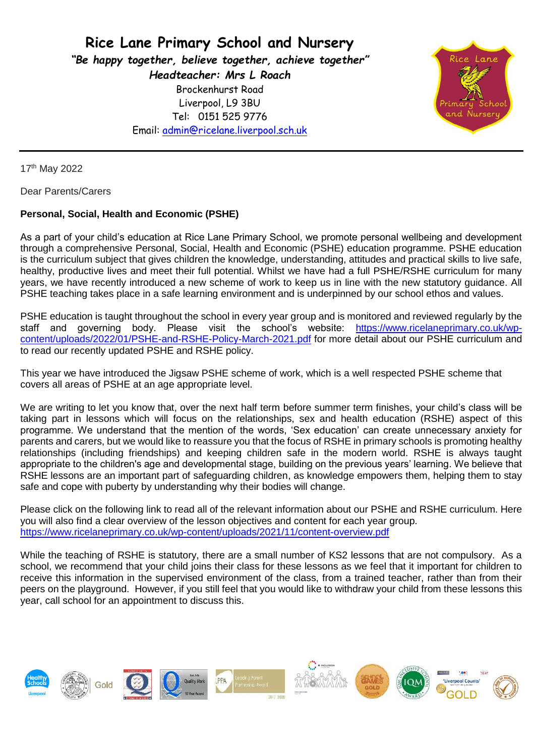# Rice Lane Primary School and Nursery

*"Be happy together, believe together, achieve together"*

*Headteacher: Mrs L Roach*

Brockenhurst Road
Liverpool, L9 3BU
Tel: 0151 525 9776
Email: admin@ricelane.liverpool.sch.uk

17th May 2022

Dear Parents/Carers

**Personal, Social, Health and Economic (PSHE)**

As a part of your child's education at Rice Lane Primary School, we promote personal wellbeing and development through a comprehensive Personal, Social, Health and Economic (PSHE) education programme. PSHE education is the curriculum subject that gives children the knowledge, understanding, attitudes and practical skills to live safe, healthy, productive lives and meet their full potential. Whilst we have had a full PSHE/RSHE curriculum for many years, we have recently introduced a new scheme of work to keep us in line with the new statutory guidance. All PSHE teaching takes place in a safe learning environment and is underpinned by our school ethos and values.

PSHE education is taught throughout the school in every year group and is monitored and reviewed regularly by the staff and governing body. Please visit the school's website: https://www.ricelaneprimary.co.uk/wp-content/uploads/2022/01/PSHE-and-RSHE-Policy-March-2021.pdf for more detail about our PSHE curriculum and to read our recently updated PSHE and RSHE policy.

This year we have introduced the Jigsaw PSHE scheme of work, which is a well respected PSHE scheme that covers all areas of PSHE at an age appropriate level.

We are writing to let you know that, over the next half term before summer term finishes, your child's class will be taking part in lessons which will focus on the relationships, sex and health education (RSHE) aspect of this programme. We understand that the mention of the words, 'Sex education' can create unnecessary anxiety for parents and carers, but we would like to reassure you that the focus of RSHE in primary schools is promoting healthy relationships (including friendships) and keeping children safe in the modern world. RSHE is always taught appropriate to the children's age and developmental stage, building on the previous years' learning. We believe that RSHE lessons are an important part of safeguarding children, as knowledge empowers them, helping them to stay safe and cope with puberty by understanding why their bodies will change.

Please click on the following link to read all of the relevant information about our PSHE and RSHE curriculum. Here you will also find a clear overview of the lesson objectives and content for each year group.
https://www.ricelaneprimary.co.uk/wp-content/uploads/2021/11/content-overview.pdf

While the teaching of RSHE is statutory, there are a small number of KS2 lessons that are not compulsory. As a school, we recommend that your child joins their class for these lessons as we feel that it important for children to receive this information in the supervised environment of the class, from a trained teacher, rather than from their peers on the playground. However, if you still feel that you would like to withdraw your child from these lessons this year, call school for an appointment to discuss this.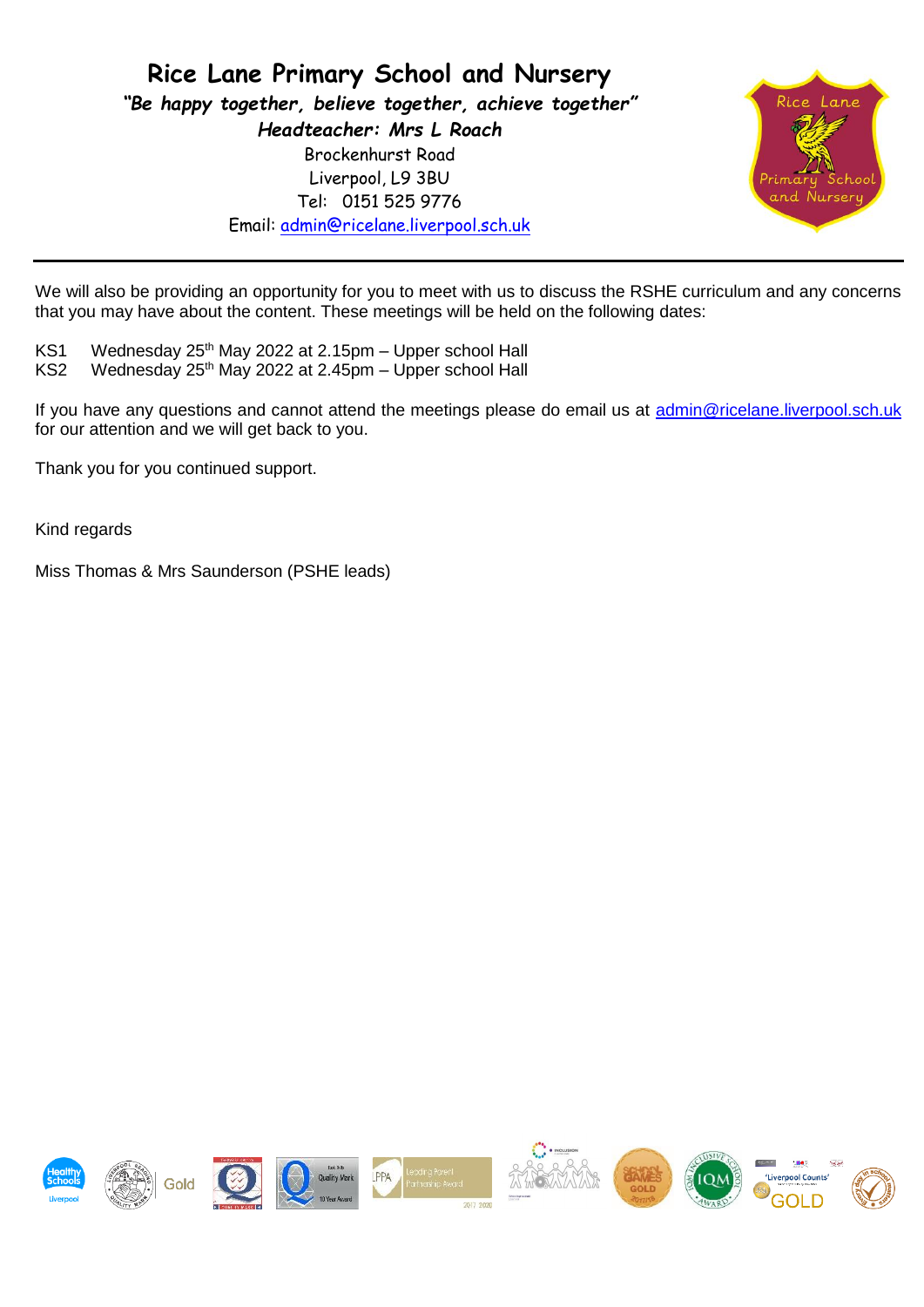# Rice Lane Primary School and Nursery

***"Be happy together, believe together, achieve together"***

***Headteacher: Mrs L Roach***

Brockenhurst Road
Liverpool, L9 3BU
Tel: 0151 525 9776
Email: admin@ricelane.liverpool.sch.uk

---

We will also be providing an opportunity for you to meet with us to discuss the RSHE curriculum and any concerns that you may have about the content. These meetings will be held on the following dates:

KS1 Wednesday 25th May 2022 at 2.15pm – Upper school Hall
KS2 Wednesday 25th May 2022 at 2.45pm – Upper school Hall

If you have any questions and cannot attend the meetings please do email us at admin@ricelane.liverpool.sch.uk for our attention and we will get back to you.

Thank you for you continued support.

Kind regards

Miss Thomas & Mrs Saunderson (PSHE leads)